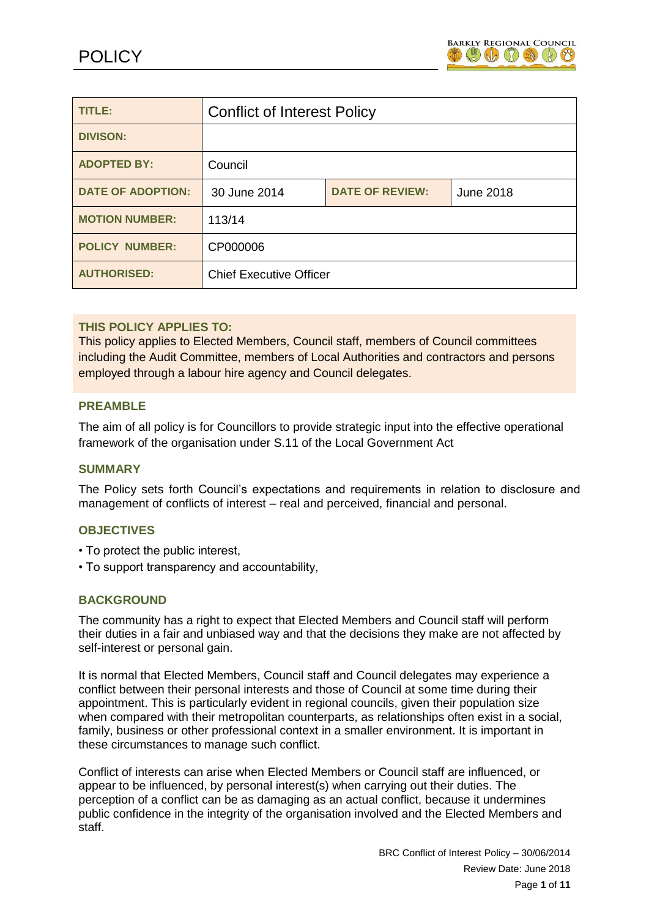# POLICY

| TITLE: | Conflict of Interest Policy | | |
|---|---|---|---|
| DIVISON: | | | |
| ADOPTED BY: | Council | | |
| DATE OF ADOPTION: | 30 June 2014 | DATE OF REVIEW: | June 2018 |
| MOTION NUMBER: | 113/14 | | |
| POLICY NUMBER: | CP000006 | | |
| AUTHORISED: | Chief Executive Officer | | |

### THIS POLICY APPLIES TO:

This policy applies to Elected Members, Council staff, members of Council committees including the Audit Committee, members of Local Authorities and contractors and persons employed through a labour hire agency and Council delegates.

### PREAMBLE

The aim of all policy is for Councillors to provide strategic input into the effective operational framework of the organisation under S.11 of the Local Government Act

### SUMMARY

The Policy sets forth Council's expectations and requirements in relation to disclosure and management of conflicts of interest – real and perceived, financial and personal.

### OBJECTIVES

- To protect the public interest,
- To support transparency and accountability,

### BACKGROUND

The community has a right to expect that Elected Members and Council staff will perform their duties in a fair and unbiased way and that the decisions they make are not affected by self-interest or personal gain.

It is normal that Elected Members, Council staff and Council delegates may experience a conflict between their personal interests and those of Council at some time during their appointment. This is particularly evident in regional councils, given their population size when compared with their metropolitan counterparts, as relationships often exist in a social, family, business or other professional context in a smaller environment. It is important in these circumstances to manage such conflict.

Conflict of interests can arise when Elected Members or Council staff are influenced, or appear to be influenced, by personal interest(s) when carrying out their duties. The perception of a conflict can be as damaging as an actual conflict, because it undermines public confidence in the integrity of the organisation involved and the Elected Members and staff.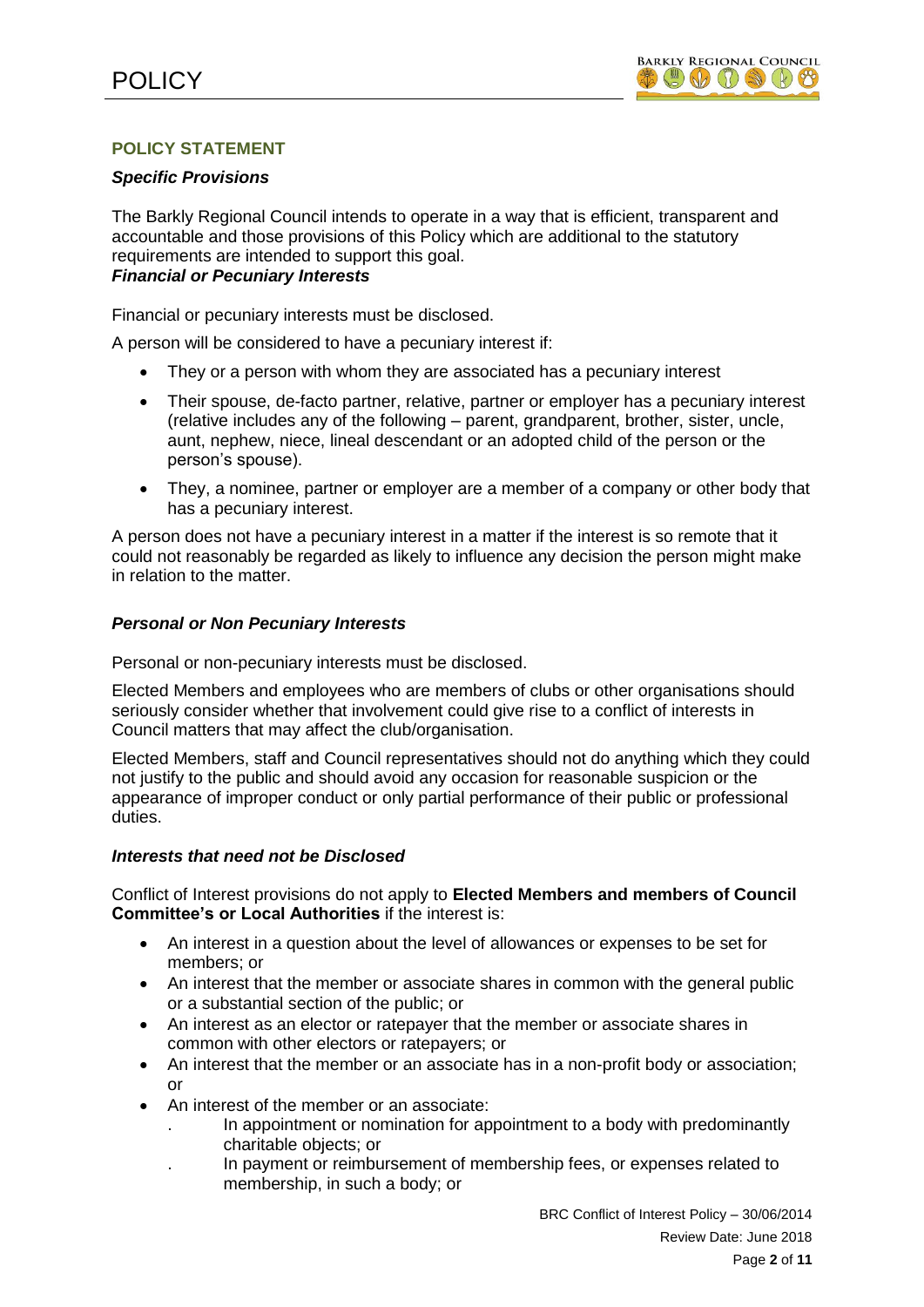## POLICY STATEMENT

### *Specific Provisions*

The Barkly Regional Council intends to operate in a way that is efficient, transparent and accountable and those provisions of this Policy which are additional to the statutory requirements are intended to support this goal.

### *Financial or Pecuniary Interests*

Financial or pecuniary interests must be disclosed.

A person will be considered to have a pecuniary interest if:

- They or a person with whom they are associated has a pecuniary interest
- Their spouse, de-facto partner, relative, partner or employer has a pecuniary interest (relative includes any of the following – parent, grandparent, brother, sister, uncle, aunt, nephew, niece, lineal descendant or an adopted child of the person or the person's spouse).
- They, a nominee, partner or employer are a member of a company or other body that has a pecuniary interest.

A person does not have a pecuniary interest in a matter if the interest is so remote that it could not reasonably be regarded as likely to influence any decision the person might make in relation to the matter.

### *Personal or Non Pecuniary Interests*

Personal or non-pecuniary interests must be disclosed.

Elected Members and employees who are members of clubs or other organisations should seriously consider whether that involvement could give rise to a conflict of interests in Council matters that may affect the club/organisation.

Elected Members, staff and Council representatives should not do anything which they could not justify to the public and should avoid any occasion for reasonable suspicion or the appearance of improper conduct or only partial performance of their public or professional duties.

### *Interests that need not be Disclosed*

Conflict of Interest provisions do not apply to **Elected Members and members of Council Committee's or Local Authorities** if the interest is:

- An interest in a question about the level of allowances or expenses to be set for members; or
- An interest that the member or associate shares in common with the general public or a substantial section of the public; or
- An interest as an elector or ratepayer that the member or associate shares in common with other electors or ratepayers; or
- An interest that the member or an associate has in a non-profit body or association; or
- An interest of the member or an associate:
  - In appointment or nomination for appointment to a body with predominantly charitable objects; or
  - In payment or reimbursement of membership fees, or expenses related to membership, in such a body; or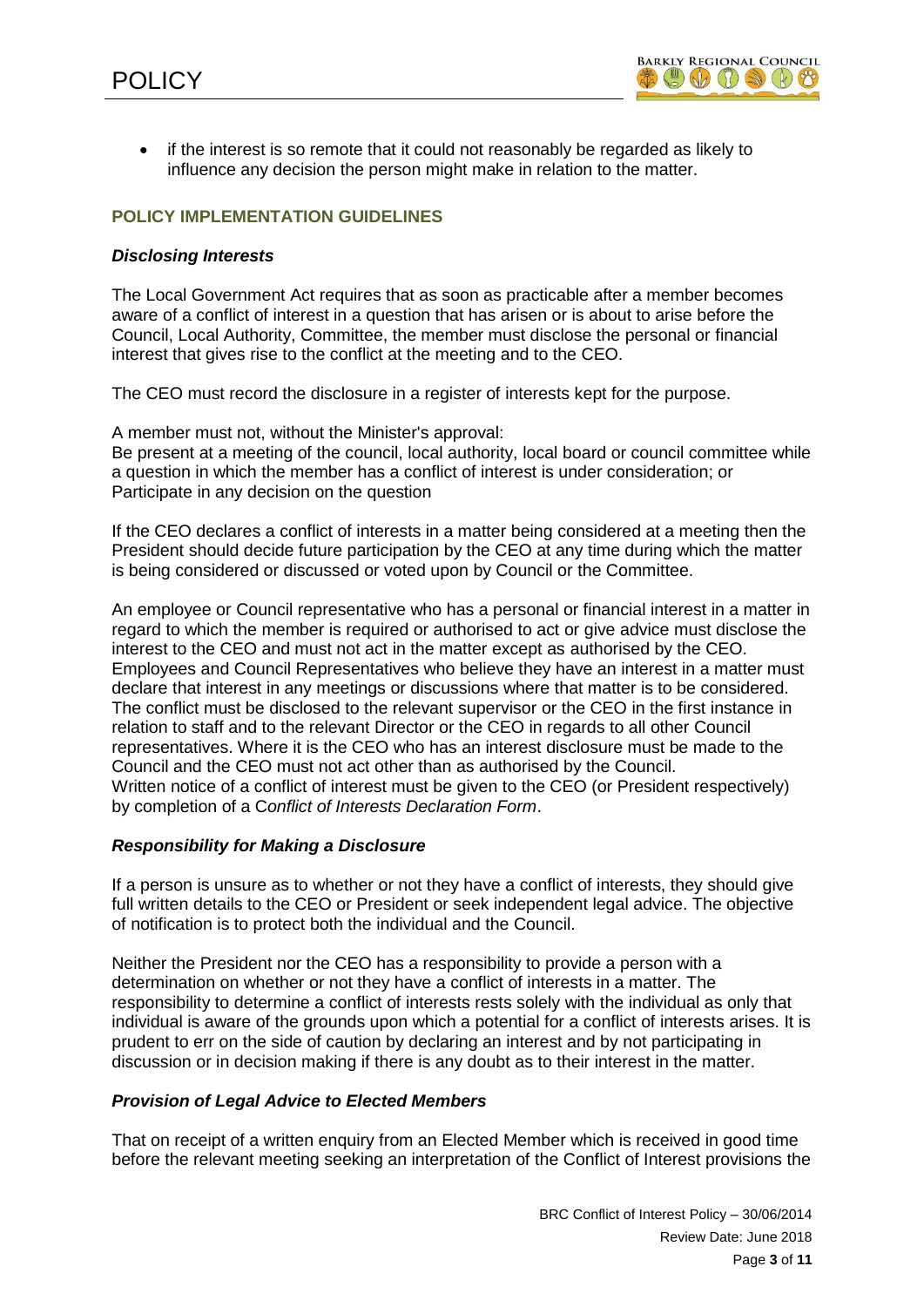- if the interest is so remote that it could not reasonably be regarded as likely to influence any decision the person might make in relation to the matter.

## POLICY IMPLEMENTATION GUIDELINES

### *Disclosing Interests*

The Local Government Act requires that as soon as practicable after a member becomes aware of a conflict of interest in a question that has arisen or is about to arise before the Council, Local Authority, Committee, the member must disclose the personal or financial interest that gives rise to the conflict at the meeting and to the CEO.

The CEO must record the disclosure in a register of interests kept for the purpose.

A member must not, without the Minister's approval:
Be present at a meeting of the council, local authority, local board or council committee while a question in which the member has a conflict of interest is under consideration; or
Participate in any decision on the question

If the CEO declares a conflict of interests in a matter being considered at a meeting then the President should decide future participation by the CEO at any time during which the matter is being considered or discussed or voted upon by Council or the Committee.

An employee or Council representative who has a personal or financial interest in a matter in regard to which the member is required or authorised to act or give advice must disclose the interest to the CEO and must not act in the matter except as authorised by the CEO. Employees and Council Representatives who believe they have an interest in a matter must declare that interest in any meetings or discussions where that matter is to be considered. The conflict must be disclosed to the relevant supervisor or the CEO in the first instance in relation to staff and to the relevant Director or the CEO in regards to all other Council representatives. Where it is the CEO who has an interest disclosure must be made to the Council and the CEO must not act other than as authorised by the Council.
Written notice of a conflict of interest must be given to the CEO (or President respectively) by completion of a C*onflict of Interests Declaration Form*.

### *Responsibility for Making a Disclosure*

If a person is unsure as to whether or not they have a conflict of interests, they should give full written details to the CEO or President or seek independent legal advice. The objective of notification is to protect both the individual and the Council.

Neither the President nor the CEO has a responsibility to provide a person with a determination on whether or not they have a conflict of interests in a matter. The responsibility to determine a conflict of interests rests solely with the individual as only that individual is aware of the grounds upon which a potential for a conflict of interests arises. It is prudent to err on the side of caution by declaring an interest and by not participating in discussion or in decision making if there is any doubt as to their interest in the matter.

### *Provision of Legal Advice to Elected Members*

That on receipt of a written enquiry from an Elected Member which is received in good time before the relevant meeting seeking an interpretation of the Conflict of Interest provisions the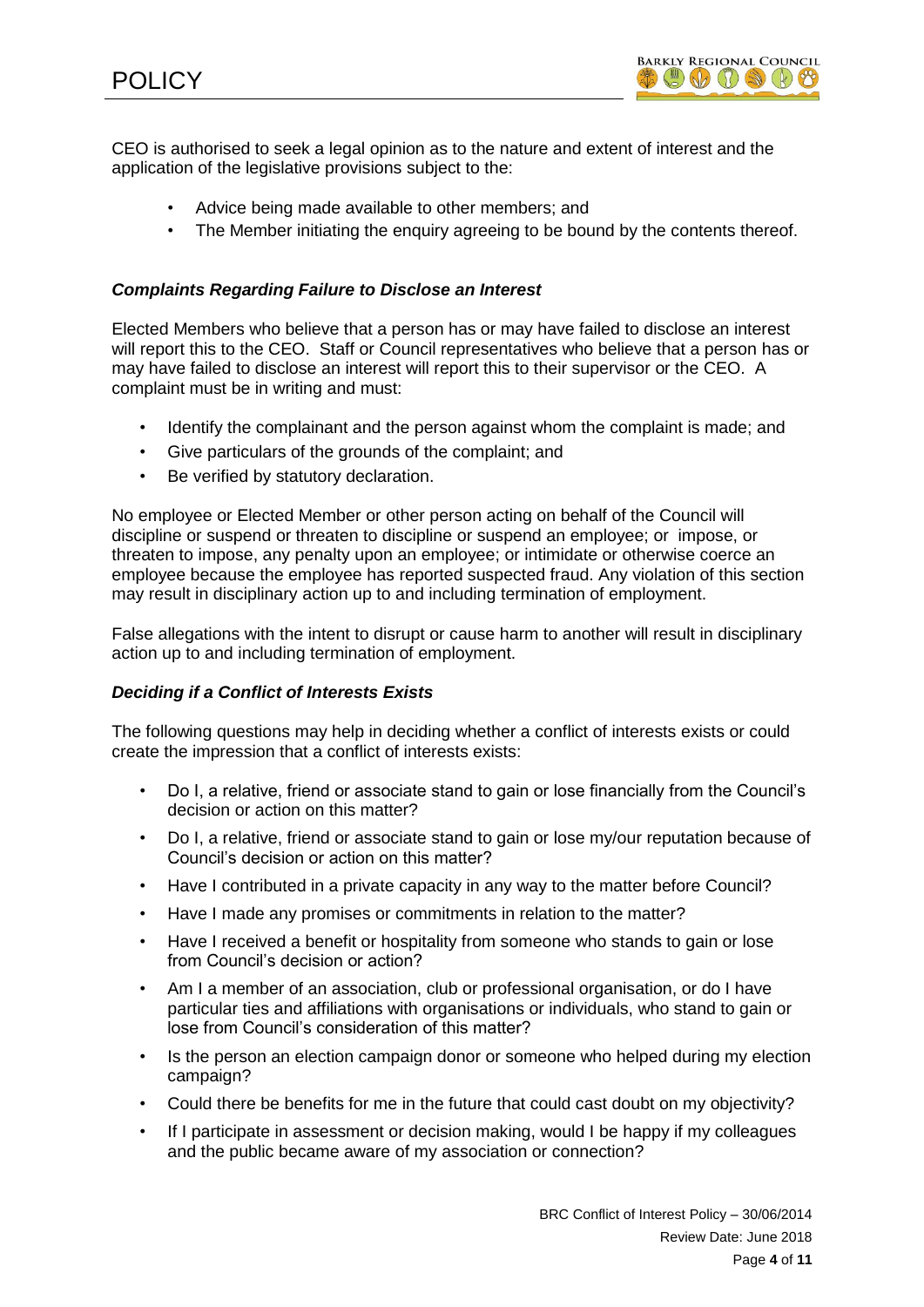CEO is authorised to seek a legal opinion as to the nature and extent of interest and the application of the legislative provisions subject to the:

- Advice being made available to other members; and
- The Member initiating the enquiry agreeing to be bound by the contents thereof.

### *Complaints Regarding Failure to Disclose an Interest*

Elected Members who believe that a person has or may have failed to disclose an interest will report this to the CEO. Staff or Council representatives who believe that a person has or may have failed to disclose an interest will report this to their supervisor or the CEO. A complaint must be in writing and must:

- Identify the complainant and the person against whom the complaint is made; and
- Give particulars of the grounds of the complaint; and
- Be verified by statutory declaration.

No employee or Elected Member or other person acting on behalf of the Council will discipline or suspend or threaten to discipline or suspend an employee; or impose, or threaten to impose, any penalty upon an employee; or intimidate or otherwise coerce an employee because the employee has reported suspected fraud. Any violation of this section may result in disciplinary action up to and including termination of employment.

False allegations with the intent to disrupt or cause harm to another will result in disciplinary action up to and including termination of employment.

### *Deciding if a Conflict of Interests Exists*

The following questions may help in deciding whether a conflict of interests exists or could create the impression that a conflict of interests exists:

- Do I, a relative, friend or associate stand to gain or lose financially from the Council's decision or action on this matter?
- Do I, a relative, friend or associate stand to gain or lose my/our reputation because of Council's decision or action on this matter?
- Have I contributed in a private capacity in any way to the matter before Council?
- Have I made any promises or commitments in relation to the matter?
- Have I received a benefit or hospitality from someone who stands to gain or lose from Council's decision or action?
- Am I a member of an association, club or professional organisation, or do I have particular ties and affiliations with organisations or individuals, who stand to gain or lose from Council's consideration of this matter?
- Is the person an election campaign donor or someone who helped during my election campaign?
- Could there be benefits for me in the future that could cast doubt on my objectivity?
- If I participate in assessment or decision making, would I be happy if my colleagues and the public became aware of my association or connection?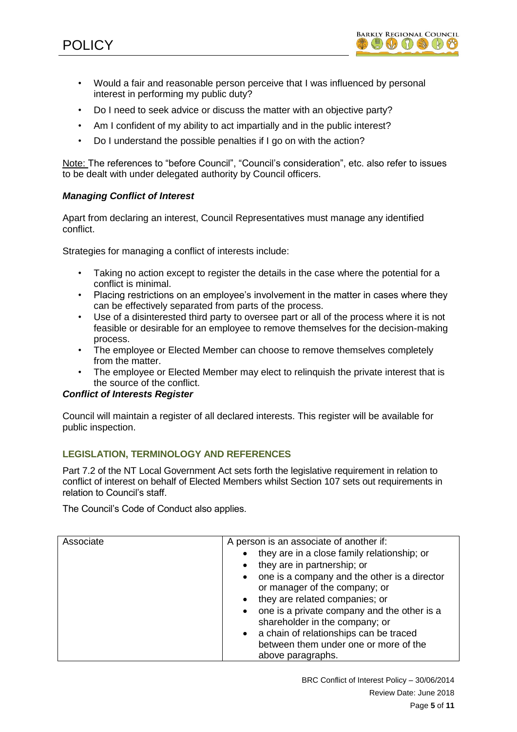- Would a fair and reasonable person perceive that I was influenced by personal interest in performing my public duty?
- Do I need to seek advice or discuss the matter with an objective party?
- Am I confident of my ability to act impartially and in the public interest?
- Do I understand the possible penalties if I go on with the action?

Note: The references to "before Council", "Council's consideration", etc. also refer to issues to be dealt with under delegated authority by Council officers.

***Managing Conflict of Interest***

Apart from declaring an interest, Council Representatives must manage any identified conflict.

Strategies for managing a conflict of interests include:

- Taking no action except to register the details in the case where the potential for a conflict is minimal.
- Placing restrictions on an employee's involvement in the matter in cases where they can be effectively separated from parts of the process.
- Use of a disinterested third party to oversee part or all of the process where it is not feasible or desirable for an employee to remove themselves for the decision-making process.
- The employee or Elected Member can choose to remove themselves completely from the matter.
- The employee or Elected Member may elect to relinquish the private interest that is the source of the conflict.

***Conflict of Interests Register***

Council will maintain a register of all declared interests. This register will be available for public inspection.

## LEGISLATION, TERMINOLOGY AND REFERENCES

Part 7.2 of the NT Local Government Act sets forth the legislative requirement in relation to conflict of interest on behalf of Elected Members whilst Section 107 sets out requirements in relation to Council's staff.

The Council's Code of Conduct also applies.

| | |
|---|---|
| Associate | A person is an associate of another if:<br>• they are in a close family relationship; or<br>• they are in partnership; or<br>• one is a company and the other is a director or manager of the company; or<br>• they are related companies; or<br>• one is a private company and the other is a shareholder in the company; or<br>• a chain of relationships can be traced between them under one or more of the above paragraphs. |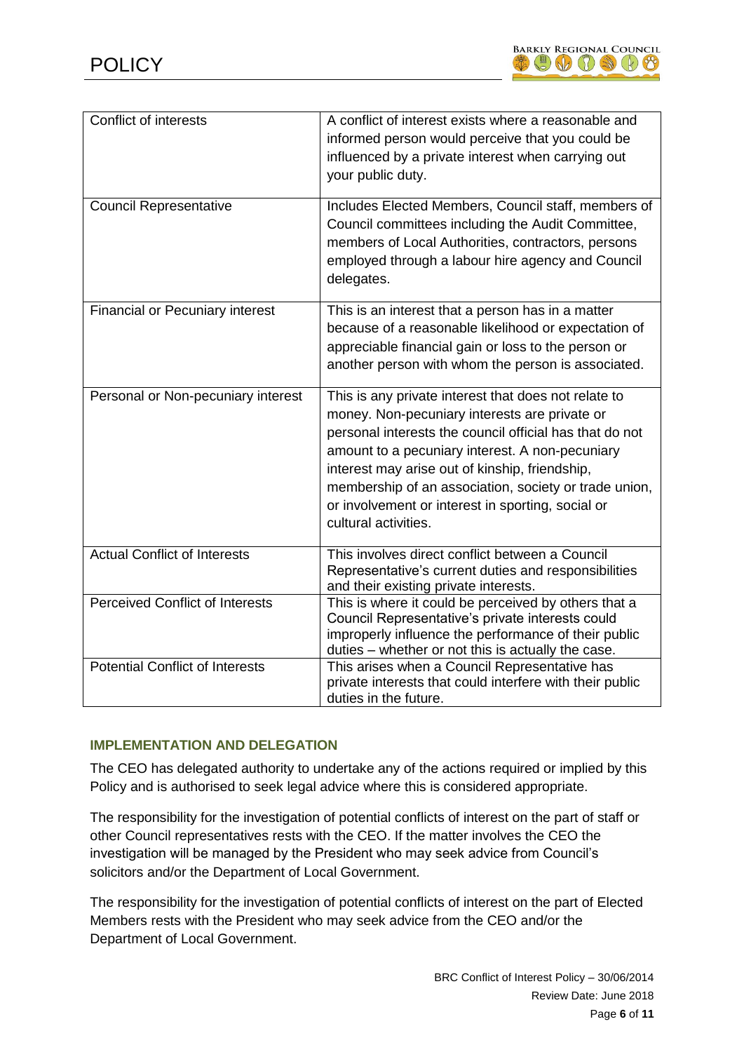| Conflict of interests | A conflict of interest exists where a reasonable and informed person would perceive that you could be influenced by a private interest when carrying out your public duty. |
|---|---|
| Council Representative | Includes Elected Members, Council staff, members of Council committees including the Audit Committee, members of Local Authorities, contractors, persons employed through a labour hire agency and Council delegates. |
| Financial or Pecuniary interest | This is an interest that a person has in a matter because of a reasonable likelihood or expectation of appreciable financial gain or loss to the person or another person with whom the person is associated. |
| Personal or Non-pecuniary interest | This is any private interest that does not relate to money. Non-pecuniary interests are private or personal interests the council official has that do not amount to a pecuniary interest. A non-pecuniary interest may arise out of kinship, friendship, membership of an association, society or trade union, or involvement or interest in sporting, social or cultural activities. |
| Actual Conflict of Interests | This involves direct conflict between a Council Representative's current duties and responsibilities and their existing private interests. |
| Perceived Conflict of Interests | This is where it could be perceived by others that a Council Representative's private interests could improperly influence the performance of their public duties – whether or not this is actually the case. |
| Potential Conflict of Interests | This arises when a Council Representative has private interests that could interfere with their public duties in the future. |

### IMPLEMENTATION AND DELEGATION

The CEO has delegated authority to undertake any of the actions required or implied by this Policy and is authorised to seek legal advice where this is considered appropriate.

The responsibility for the investigation of potential conflicts of interest on the part of staff or other Council representatives rests with the CEO. If the matter involves the CEO the investigation will be managed by the President who may seek advice from Council's solicitors and/or the Department of Local Government.

The responsibility for the investigation of potential conflicts of interest on the part of Elected Members rests with the President who may seek advice from the CEO and/or the Department of Local Government.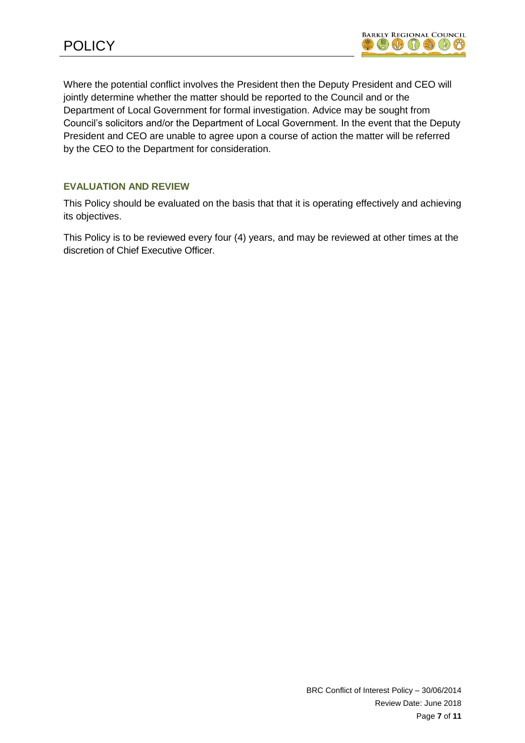Where the potential conflict involves the President then the Deputy President and CEO will jointly determine whether the matter should be reported to the Council and or the Department of Local Government for formal investigation. Advice may be sought from Council's solicitors and/or the Department of Local Government. In the event that the Deputy President and CEO are unable to agree upon a course of action the matter will be referred by the CEO to the Department for consideration.

## EVALUATION AND REVIEW

This Policy should be evaluated on the basis that that it is operating effectively and achieving its objectives.

This Policy is to be reviewed every four (4) years, and may be reviewed at other times at the discretion of Chief Executive Officer.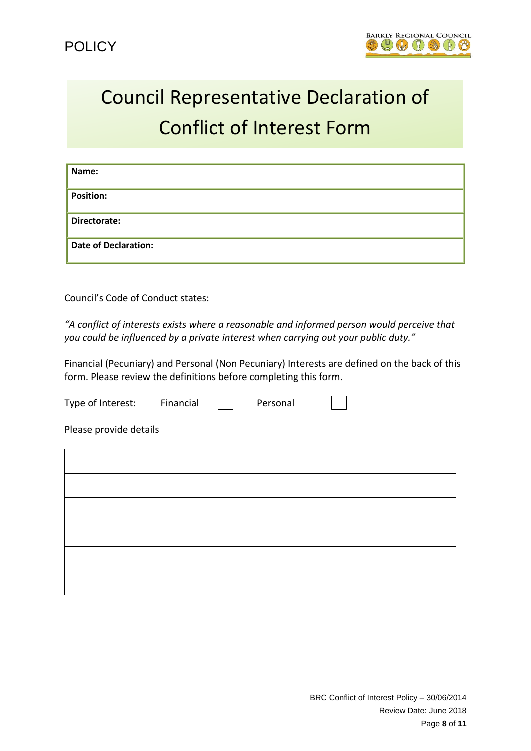# Council Representative Declaration of Conflict of Interest Form

| **Name:** |
|---|
| **Position:** |
| **Directorate:** |
| **Date of Declaration:** |

Council's Code of Conduct states:

*"A conflict of interests exists where a reasonable and informed person would perceive that you could be influenced by a private interest when carrying out your public duty."*

Financial (Pecuniary) and Personal (Non Pecuniary) Interests are defined on the back of this form. Please review the definitions before completing this form.

Type of Interest: Financial ☐ Personal ☐

Please provide details

| |
|---|
| |
| |
| |
| |
| |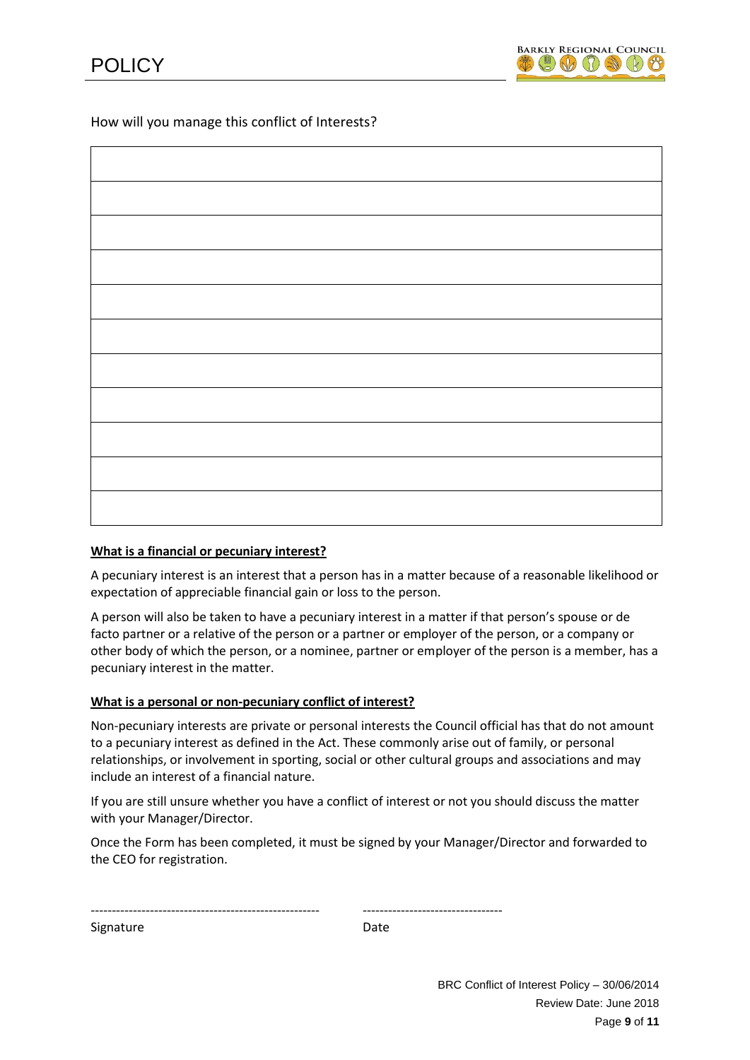How will you manage this conflict of Interests?

| |
|---|
| |
| |
| |
| |
| |
| |
| |
| |
| |
| |

**What is a financial or pecuniary interest?**

A pecuniary interest is an interest that a person has in a matter because of a reasonable likelihood or expectation of appreciable financial gain or loss to the person.

A person will also be taken to have a pecuniary interest in a matter if that person's spouse or de facto partner or a relative of the person or a partner or employer of the person, or a company or other body of which the person, or a nominee, partner or employer of the person is a member, has a pecuniary interest in the matter.

**What is a personal or non-pecuniary conflict of interest?**

Non-pecuniary interests are private or personal interests the Council official has that do not amount to a pecuniary interest as defined in the Act. These commonly arise out of family, or personal relationships, or involvement in sporting, social or other cultural groups and associations and may include an interest of a financial nature.

If you are still unsure whether you have a conflict of interest or not you should discuss the matter with your Manager/Director.

Once the Form has been completed, it must be signed by your Manager/Director and forwarded to the CEO for registration.

------------------------------------------------------ ---------------------------------

Signature Date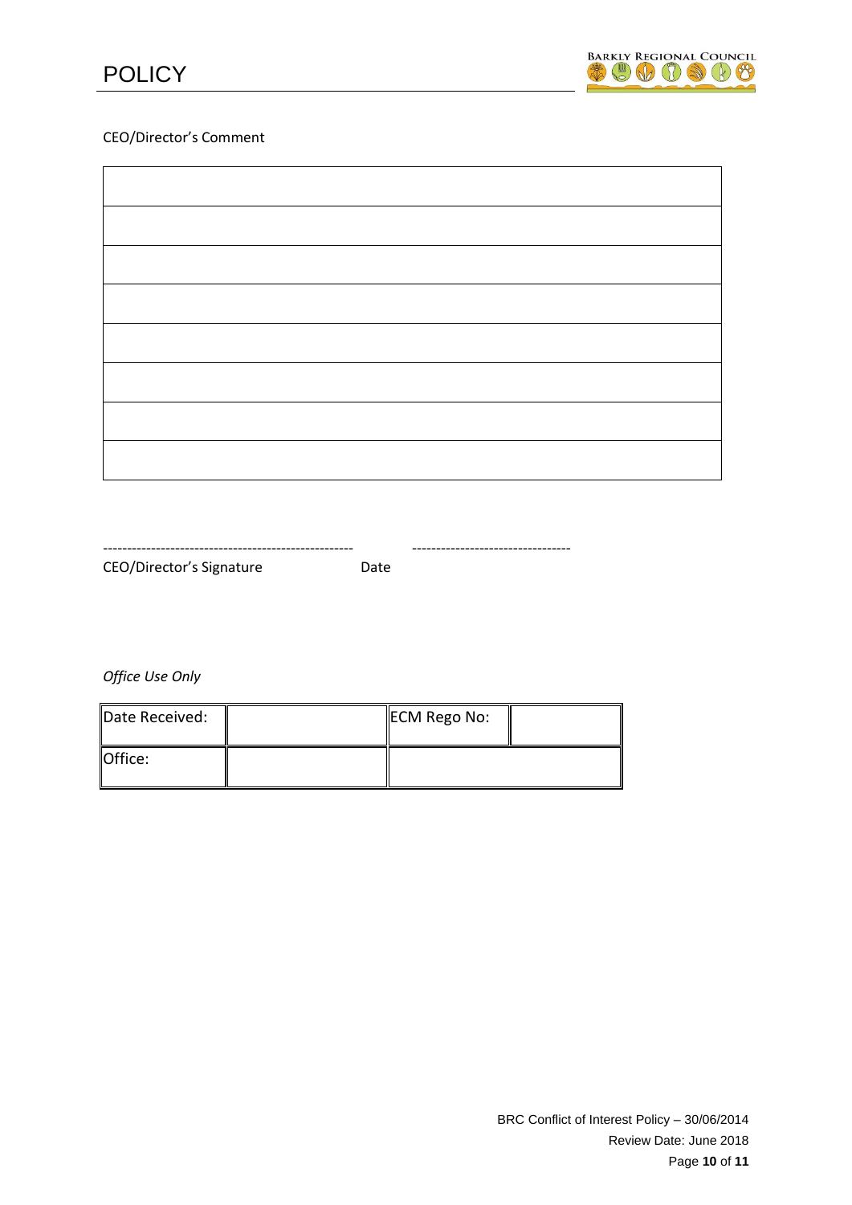CEO/Director's Comment

| |
|---|
| |
| |
| |
| |
| |
| |
| |

---------------------------------------------------- ---------------------------------

CEO/Director's Signature Date

*Office Use Only*

| Date Received: | | ECM Rego No: | |
|---|---|---|---|
| Office: | | | |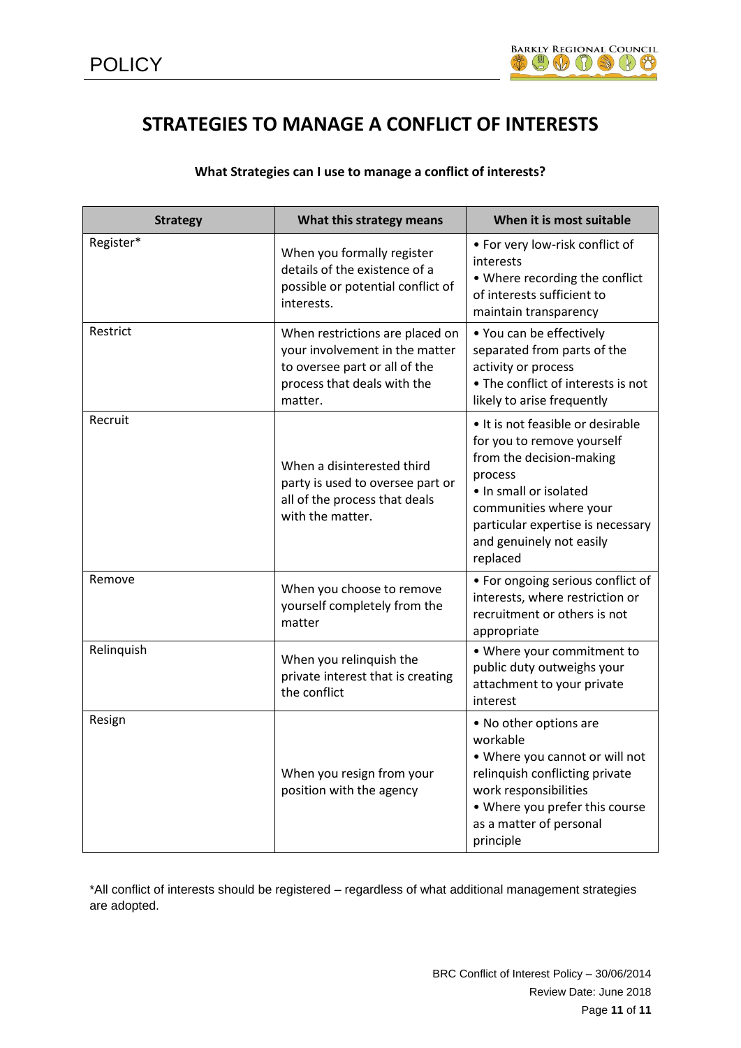# STRATEGIES TO MANAGE A CONFLICT OF INTERESTS

**What Strategies can I use to manage a conflict of interests?**

| Strategy | What this strategy means | When it is most suitable |
|---|---|---|
| Register* | When you formally register details of the existence of a possible or potential conflict of interests. | • For very low-risk conflict of interests<br>• Where recording the conflict of interests sufficient to maintain transparency |
| Restrict | When restrictions are placed on your involvement in the matter to oversee part or all of the process that deals with the matter. | • You can be effectively separated from parts of the activity or process<br>• The conflict of interests is not likely to arise frequently |
| Recruit | When a disinterested third party is used to oversee part or all of the process that deals with the matter. | • It is not feasible or desirable for you to remove yourself from the decision-making process<br>• In small or isolated communities where your particular expertise is necessary and genuinely not easily replaced |
| Remove | When you choose to remove yourself completely from the matter | • For ongoing serious conflict of interests, where restriction or recruitment or others is not appropriate |
| Relinquish | When you relinquish the private interest that is creating the conflict | • Where your commitment to public duty outweighs your attachment to your private interest |
| Resign | When you resign from your position with the agency | • No other options are workable<br>• Where you cannot or will not relinquish conflicting private work responsibilities<br>• Where you prefer this course as a matter of personal principle |

*All conflict of interests should be registered – regardless of what additional management strategies are adopted.